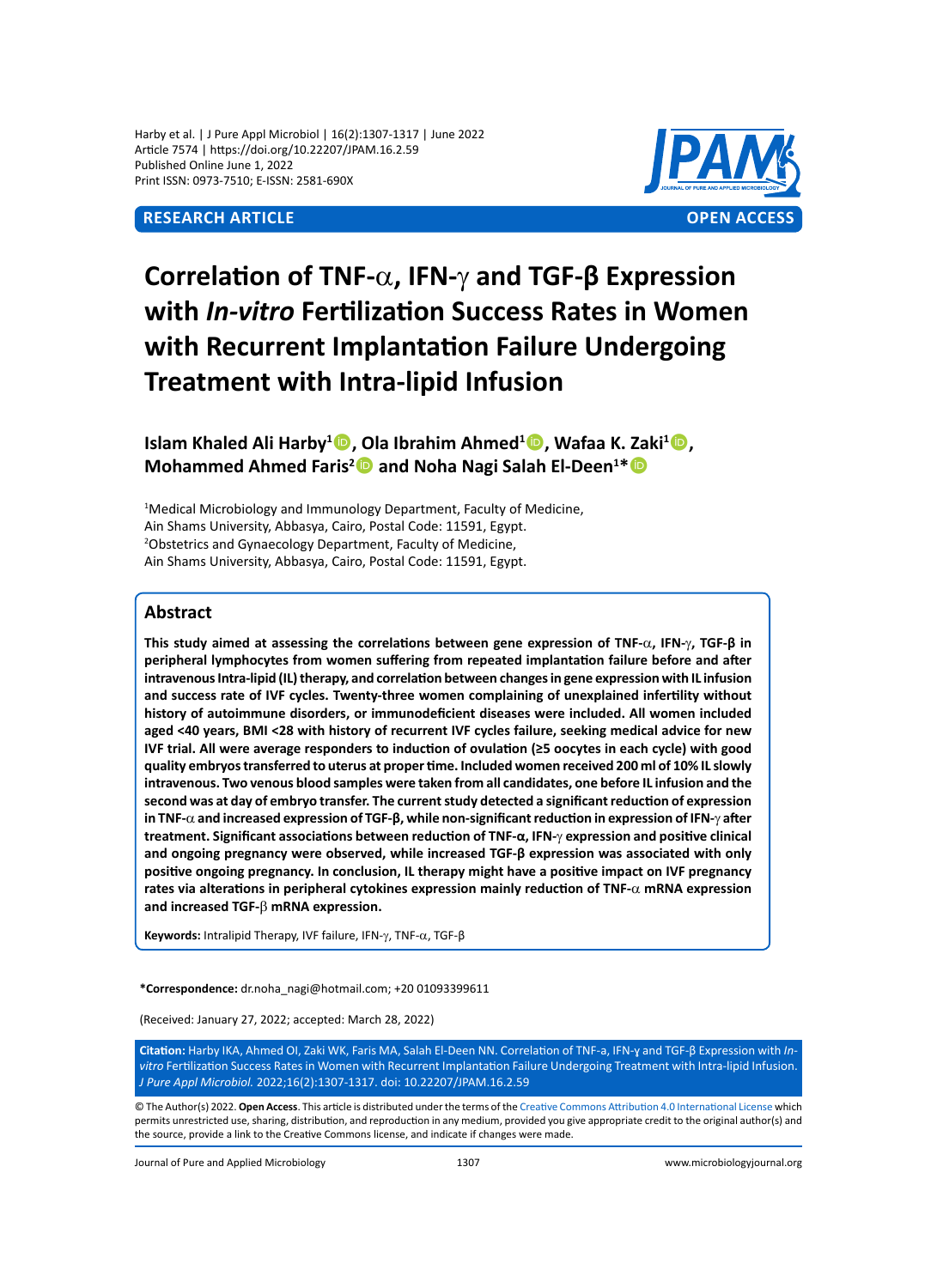Harby et al. | J Pure Appl Microbiol | 16(2):1307-1317 | June 2022
Article 7574 | https://doi.org/10.22207/JPAM.16.2.59
Published Online June 1, 2022
Print ISSN: 0973-7510; E-ISSN: 2581-690X

**RESEARCH ARTICLE** **OPEN ACCESS**

# Correlation of TNF-α, IFN-γ and TGF-β Expression with *In-vitro* Fertilization Success Rates in Women with Recurrent Implantation Failure Undergoing Treatment with Intra-lipid Infusion

**Islam Khaled Ali Harby[1], Ola Ibrahim Ahmed[1], Wafaa K. Zaki[1], Mohammed Ahmed Faris[2] and Noha Nagi Salah El-Deen[1]***

[1]Medical Microbiology and Immunology Department, Faculty of Medicine, Ain Shams University, Abbasya, Cairo, Postal Code: 11591, Egypt.
[2]Obstetrics and Gynaecology Department, Faculty of Medicine, Ain Shams University, Abbasya, Cairo, Postal Code: 11591, Egypt.

## Abstract

**This study aimed at assessing the correlations between gene expression of TNF-α, IFN-γ, TGF-β in peripheral lymphocytes from women suffering from repeated implantation failure before and after intravenous Intra-lipid (IL) therapy, and correlation between changes in gene expression with IL infusion and success rate of IVF cycles. Twenty-three women complaining of unexplained infertility without history of autoimmune disorders, or immunodeficient diseases were included. All women included aged <40 years, BMI <28 with history of recurrent IVF cycles failure, seeking medical advice for new IVF trial. All were average responders to induction of ovulation (≥5 oocytes in each cycle) with good quality embryos transferred to uterus at proper time. Included women received 200 ml of 10% IL slowly intravenous. Two venous blood samples were taken from all candidates, one before IL infusion and the second was at day of embryo transfer. The current study detected a significant reduction of expression in TNF-α and increased expression of TGF-β, while non-significant reduction in expression of IFN-γ after treatment. Significant associations between reduction of TNF-α, IFN-γ expression and positive clinical and ongoing pregnancy were observed, while increased TGF-β expression was associated with only positive ongoing pregnancy. In conclusion, IL therapy might have a positive impact on IVF pregnancy rates via alterations in peripheral cytokines expression mainly reduction of TNF-α mRNA expression and increased TGF-β mRNA expression.**

**Keywords:** Intralipid Therapy, IVF failure, IFN-γ, TNF-α, TGF-β

***Correspondence:** dr.noha_nagi@hotmail.com; +20 01093399611

(Received: January 27, 2022; accepted: March 28, 2022)

**Citation:** Harby IKA, Ahmed OI, Zaki WK, Faris MA, Salah El-Deen NN. Correlation of TNF-a, IFN-γ and TGF-β Expression with *In-vitro* Fertilization Success Rates in Women with Recurrent Implantation Failure Undergoing Treatment with Intra-lipid Infusion. *J Pure Appl Microbiol.* 2022;16(2):1307-1317. doi: 10.22207/JPAM.16.2.59

© The Author(s) 2022. **Open Access**. This article is distributed under the terms of the Creative Commons Attribution 4.0 International License which permits unrestricted use, sharing, distribution, and reproduction in any medium, provided you give appropriate credit to the original author(s) and the source, provide a link to the Creative Commons license, and indicate if changes were made.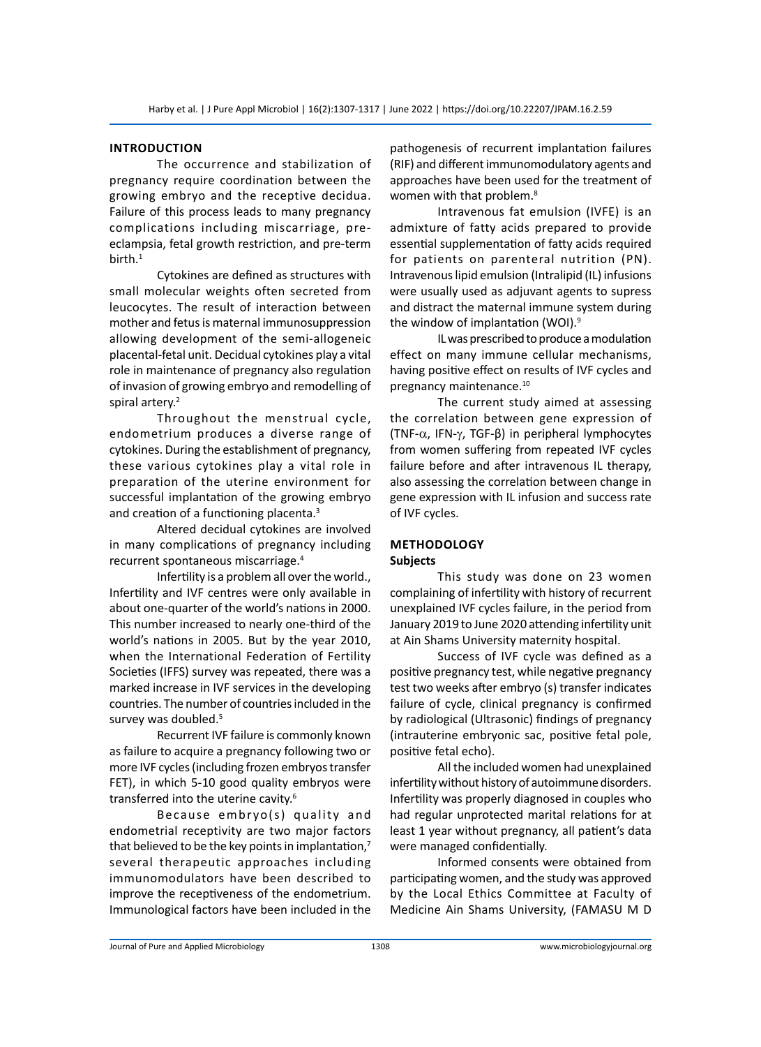## INTRODUCTION

The occurrence and stabilization of pregnancy require coordination between the growing embryo and the receptive decidua. Failure of this process leads to many pregnancy complications including miscarriage, pre-eclampsia, fetal growth restriction, and pre-term birth.[1]

Cytokines are defined as structures with small molecular weights often secreted from leucocytes. The result of interaction between mother and fetus is maternal immunosuppression allowing development of the semi-allogeneic placental-fetal unit. Decidual cytokines play a vital role in maintenance of pregnancy also regulation of invasion of growing embryo and remodelling of spiral artery.[2]

Throughout the menstrual cycle, endometrium produces a diverse range of cytokines. During the establishment of pregnancy, these various cytokines play a vital role in preparation of the uterine environment for successful implantation of the growing embryo and creation of a functioning placenta.[3]

Altered decidual cytokines are involved in many complications of pregnancy including recurrent spontaneous miscarriage.[4]

Infertility is a problem all over the world., Infertility and IVF centres were only available in about one-quarter of the world's nations in 2000. This number increased to nearly one-third of the world's nations in 2005. But by the year 2010, when the International Federation of Fertility Societies (IFFS) survey was repeated, there was a marked increase in IVF services in the developing countries. The number of countries included in the survey was doubled.[5]

Recurrent IVF failure is commonly known as failure to acquire a pregnancy following two or more IVF cycles (including frozen embryos transfer FET), in which 5-10 good quality embryos were transferred into the uterine cavity.[6]

Because embryo(s) quality and endometrial receptivity are two major factors that believed to be the key points in implantation,[7] several therapeutic approaches including immunomodulators have been described to improve the receptiveness of the endometrium. Immunological factors have been included in the pathogenesis of recurrent implantation failures (RIF) and different immunomodulatory agents and approaches have been used for the treatment of women with that problem.[8]

Intravenous fat emulsion (IVFE) is an admixture of fatty acids prepared to provide essential supplementation of fatty acids required for patients on parenteral nutrition (PN). Intravenous lipid emulsion (Intralipid (IL) infusions were usually used as adjuvant agents to supress and distract the maternal immune system during the window of implantation (WOI).[9]

IL was prescribed to produce a modulation effect on many immune cellular mechanisms, having positive effect on results of IVF cycles and pregnancy maintenance.[10]

The current study aimed at assessing the correlation between gene expression of (TNF-$\alpha$, IFN-$\gamma$, TGF-$\beta$) in peripheral lymphocytes from women suffering from repeated IVF cycles failure before and after intravenous IL therapy, also assessing the correlation between change in gene expression with IL infusion and success rate of IVF cycles.

## METHODOLOGY

### Subjects

This study was done on 23 women complaining of infertility with history of recurrent unexplained IVF cycles failure, in the period from January 2019 to June 2020 attending infertility unit at Ain Shams University maternity hospital.

Success of IVF cycle was defined as a positive pregnancy test, while negative pregnancy test two weeks after embryo (s) transfer indicates failure of cycle, clinical pregnancy is confirmed by radiological (Ultrasonic) findings of pregnancy (intrauterine embryonic sac, positive fetal pole, positive fetal echo).

All the included women had unexplained infertility without history of autoimmune disorders. Infertility was properly diagnosed in couples who had regular unprotected marital relations for at least 1 year without pregnancy, all patient's data were managed confidentially.

Informed consents were obtained from participating women, and the study was approved by the Local Ethics Committee at Faculty of Medicine Ain Shams University, (FAMASU M D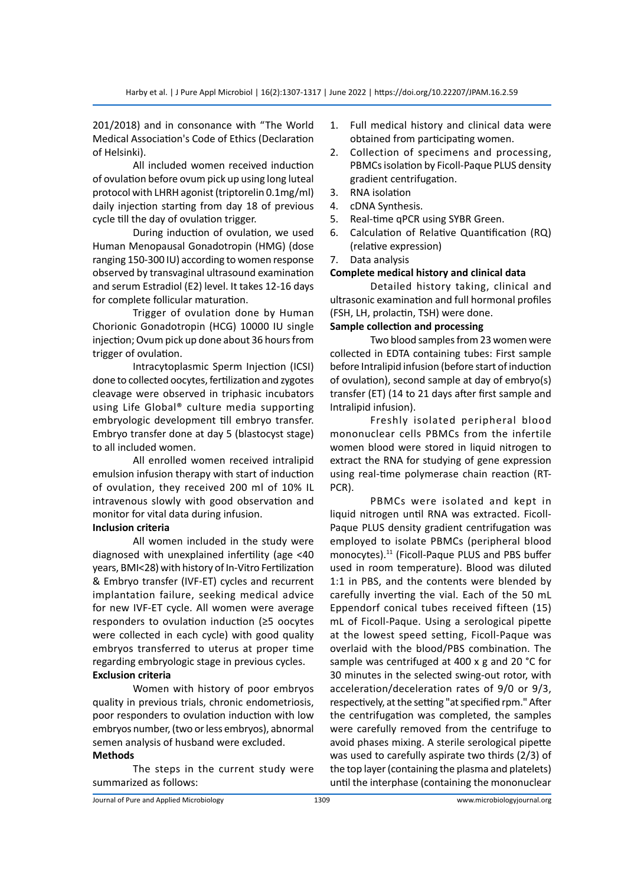201/2018) and in consonance with "The World Medical Association's Code of Ethics (Declaration of Helsinki).

All included women received induction of ovulation before ovum pick up using long luteal protocol with LHRH agonist (triptorelin 0.1mg/ml) daily injection starting from day 18 of previous cycle till the day of ovulation trigger.

During induction of ovulation, we used Human Menopausal Gonadotropin (HMG) (dose ranging 150-300 IU) according to women response observed by transvaginal ultrasound examination and serum Estradiol (E2) level. It takes 12-16 days for complete follicular maturation.

Trigger of ovulation done by Human Chorionic Gonadotropin (HCG) 10000 IU single injection; Ovum pick up done about 36 hours from trigger of ovulation.

Intracytoplasmic Sperm Injection (ICSI) done to collected oocytes, fertilization and zygotes cleavage were observed in triphasic incubators using Life Global® culture media supporting embryologic development till embryo transfer. Embryo transfer done at day 5 (blastocyst stage) to all included women.

All enrolled women received intralipid emulsion infusion therapy with start of induction of ovulation, they received 200 ml of 10% IL intravenous slowly with good observation and monitor for vital data during infusion.

**Inclusion criteria**

All women included in the study were diagnosed with unexplained infertility (age <40 years, BMI<28) with history of In-Vitro Fertilization & Embryo transfer (IVF-ET) cycles and recurrent implantation failure, seeking medical advice for new IVF-ET cycle. All women were average responders to ovulation induction (≥5 oocytes were collected in each cycle) with good quality embryos transferred to uterus at proper time regarding embryologic stage in previous cycles.

**Exclusion criteria**

Women with history of poor embryos quality in previous trials, chronic endometriosis, poor responders to ovulation induction with low embryos number, (two or less embryos), abnormal semen analysis of husband were excluded.

**Methods**

The steps in the current study were summarized as follows:

1. Full medical history and clinical data were obtained from participating women.
2. Collection of specimens and processing, PBMCs isolation by Ficoll-Paque PLUS density gradient centrifugation.
3. RNA isolation
4. cDNA Synthesis.
5. Real-time qPCR using SYBR Green.
6. Calculation of Relative Quantification (RQ) (relative expression)
7. Data analysis

**Complete medical history and clinical data**

Detailed history taking, clinical and ultrasonic examination and full hormonal profiles (FSH, LH, prolactin, TSH) were done.

**Sample collection and processing**

Two blood samples from 23 women were collected in EDTA containing tubes: First sample before Intralipid infusion (before start of induction of ovulation), second sample at day of embryo(s) transfer (ET) (14 to 21 days after first sample and Intralipid infusion).

Freshly isolated peripheral blood mononuclear cells PBMCs from the infertile women blood were stored in liquid nitrogen to extract the RNA for studying of gene expression using real-time polymerase chain reaction (RT-PCR).

PBMCs were isolated and kept in liquid nitrogen until RNA was extracted. Ficoll-Paque PLUS density gradient centrifugation was employed to isolate PBMCs (peripheral blood monocytes).[11] (Ficoll-Paque PLUS and PBS buffer used in room temperature). Blood was diluted 1:1 in PBS, and the contents were blended by carefully inverting the vial. Each of the 50 mL Eppendorf conical tubes received fifteen (15) mL of Ficoll-Paque. Using a serological pipette at the lowest speed setting, Ficoll-Paque was overlaid with the blood/PBS combination. The sample was centrifuged at 400 x g and 20 °C for 30 minutes in the selected swing-out rotor, with acceleration/deceleration rates of 9/0 or 9/3, respectively, at the setting "at specified rpm." After the centrifugation was completed, the samples were carefully removed from the centrifuge to avoid phases mixing. A sterile serological pipette was used to carefully aspirate two thirds (2/3) of the top layer (containing the plasma and platelets) until the interphase (containing the mononuclear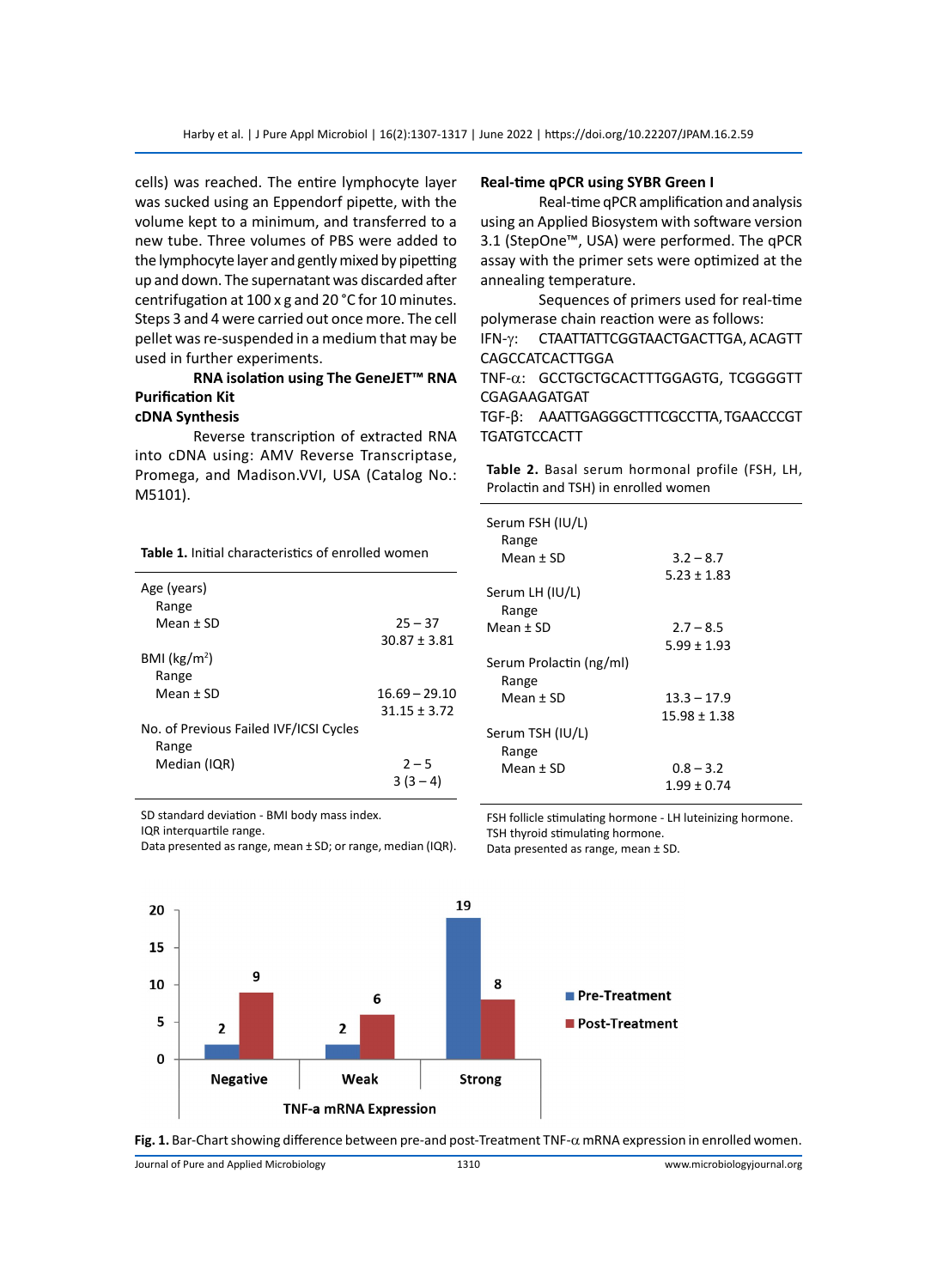cells) was reached. The entire lymphocyte layer was sucked using an Eppendorf pipette, with the volume kept to a minimum, and transferred to a new tube. Three volumes of PBS were added to the lymphocyte layer and gently mixed by pipetting up and down. The supernatant was discarded after centrifugation at 100 x g and 20 °C for 10 minutes. Steps 3 and 4 were carried out once more. The cell pellet was re-suspended in a medium that may be used in further experiments.

**RNA isolation using The GeneJET™ RNA Purification Kit**

**cDNA Synthesis**

Reverse transcription of extracted RNA into cDNA using: AMV Reverse Transcriptase, Promega, and Madison.VVI, USA (Catalog No.: M5101).

**Table 1.** Initial characteristics of enrolled women

| | |
|---|---|
| Age (years) | |
| Range | 25 – 37 |
| Mean ± SD | 30.87 ± 3.81 |
| BMI (kg/m$^2$) | |
| Range | 16.69 – 29.10 |
| Mean ± SD | 31.15 ± 3.72 |
| No. of Previous Failed IVF/ICSI Cycles | |
| Range | 2 – 5 |
| Median (IQR) | 3 (3 – 4) |

SD standard deviation - BMI body mass index.
IQR interquartile range.
Data presented as range, mean ± SD; or range, median (IQR).

**Real-time qPCR using SYBR Green I**

Real-time qPCR amplification and analysis using an Applied Biosystem with software version 3.1 (StepOne™, USA) were performed. The qPCR assay with the primer sets were optimized at the annealing temperature.

Sequences of primers used for real-time polymerase chain reaction were as follows:

IFN-γ: CTAATTATTCGGTAACTGACTTGA, ACAGTTCAGCCATCACTTGGA

TNF-α: GCCTGCTGCACTTTGGAGTG, TCGGGGTTCGAGAAGATGAT

TGF-β: AAATTGAGGGCTTTCGCCTTA, TGAACCCGTTGATGTCCACTT

**Table 2.** Basal serum hormonal profile (FSH, LH, Prolactin and TSH) in enrolled women

| | |
|---|---|
| Serum FSH (IU/L) | |
| Range | 3.2 – 8.7 |
| Mean ± SD | 5.23 ± 1.83 |
| Serum LH (IU/L) | |
| Range | 2.7 – 8.5 |
| Mean ± SD | 5.99 ± 1.93 |
| Serum Prolactin (ng/ml) | |
| Range | 13.3 – 17.9 |
| Mean ± SD | 15.98 ± 1.38 |
| Serum TSH (IU/L) | |
| Range | 0.8 – 3.2 |
| Mean ± SD | 1.99 ± 0.74 |

FSH follicle stimulating hormone - LH luteinizing hormone.
TSH thyroid stimulating hormone.
Data presented as range, mean ± SD.

**Fig. 1.** Bar-Chart showing difference between pre-and post-Treatment TNF-α mRNA expression in enrolled women.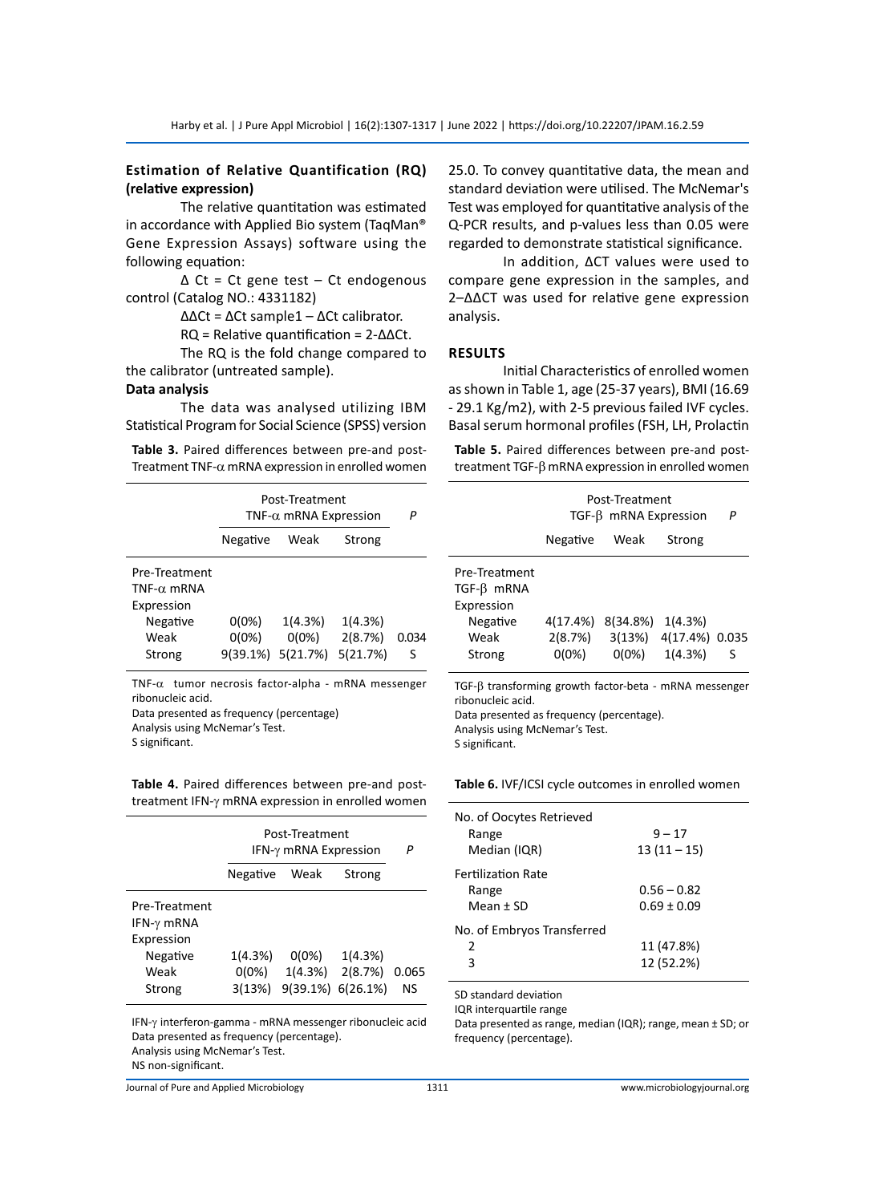### Estimation of Relative Quantification (RQ) (relative expression)

The relative quantitation was estimated in accordance with Applied Bio system (TaqMan® Gene Expression Assays) software using the following equation:

Δ Ct = Ct gene test – Ct endogenous control (Catalog NO.: 4331182)

ΔΔCt = ΔCt sample1 – ΔCt calibrator.

RQ = Relative quantification = 2-ΔΔCt.

The RQ is the fold change compared to the calibrator (untreated sample).

### Data analysis

The data was analysed utilizing IBM Statistical Program for Social Science (SPSS) version 25.0. To convey quantitative data, the mean and standard deviation were utilised. The McNemar's Test was employed for quantitative analysis of the Q-PCR results, and p-values less than 0.05 were regarded to demonstrate statistical significance.

In addition, ΔCT values were used to compare gene expression in the samples, and 2–ΔΔCT was used for relative gene expression analysis.

## RESULTS

Initial Characteristics of enrolled women as shown in Table 1, age (25-37 years), BMI (16.69 - 29.1 Kg/m2), with 2-5 previous failed IVF cycles. Basal serum hormonal profiles (FSH, LH, Prolactin

**Table 3.** Paired differences between pre-and post-Treatment TNF-α mRNA expression in enrolled women

| | Post-Treatment TNF-α mRNA Expression | | | *P* |
|---|---|---|---|---|
| | Negative | Weak | Strong | |
| Pre-Treatment TNF-α mRNA Expression | | | | |
| Negative | 0(0%) | 1(4.3%) | 1(4.3%) | |
| Weak | 0(0%) | 0(0%) | 2(8.7%) | 0.034 |
| Strong | 9(39.1%) | 5(21.7%) | 5(21.7%) | S |

TNF-α tumor necrosis factor-alpha - mRNA messenger ribonucleic acid.
Data presented as frequency (percentage)
Analysis using McNemar's Test.
S significant.

**Table 4.** Paired differences between pre-and post-treatment IFN-γ mRNA expression in enrolled women

| | Post-Treatment IFN-γ mRNA Expression | | | *P* |
|---|---|---|---|---|
| | Negative | Weak | Strong | |
| Pre-Treatment IFN-γ mRNA Expression | | | | |
| Negative | 1(4.3%) | 0(0%) | 1(4.3%) | |
| Weak | 0(0%) | 1(4.3%) | 2(8.7%) | 0.065 |
| Strong | 3(13%) | 9(39.1%) | 6(26.1%) | NS |

IFN-γ interferon-gamma - mRNA messenger ribonucleic acid
Data presented as frequency (percentage).
Analysis using McNemar's Test.
NS non-significant.

**Table 5.** Paired differences between pre-and post-treatment TGF-β mRNA expression in enrolled women

| | Post-Treatment TGF-β mRNA Expression | | | *P* |
|---|---|---|---|---|
| | Negative | Weak | Strong | |
| Pre-Treatment TGF-β mRNA Expression | | | | |
| Negative | 4(17.4%) | 8(34.8%) | 1(4.3%) | |
| Weak | 2(8.7%) | 3(13%) | 4(17.4%) | 0.035 |
| Strong | 0(0%) | 0(0%) | 1(4.3%) | S |

TGF-β transforming growth factor-beta - mRNA messenger ribonucleic acid.
Data presented as frequency (percentage).
Analysis using McNemar's Test.
S significant.

**Table 6.** IVF/ICSI cycle outcomes in enrolled women

| | |
|---|---|
| No. of Oocytes Retrieved | |
| Range | 9 – 17 |
| Median (IQR) | 13 (11 – 15) |
| Fertilization Rate | |
| Range | 0.56 – 0.82 |
| Mean ± SD | 0.69 ± 0.09 |
| No. of Embryos Transferred | |
| 2 | 11 (47.8%) |
| 3 | 12 (52.2%) |

SD standard deviation
IQR interquartile range
Data presented as range, median (IQR); range, mean ± SD; or frequency (percentage).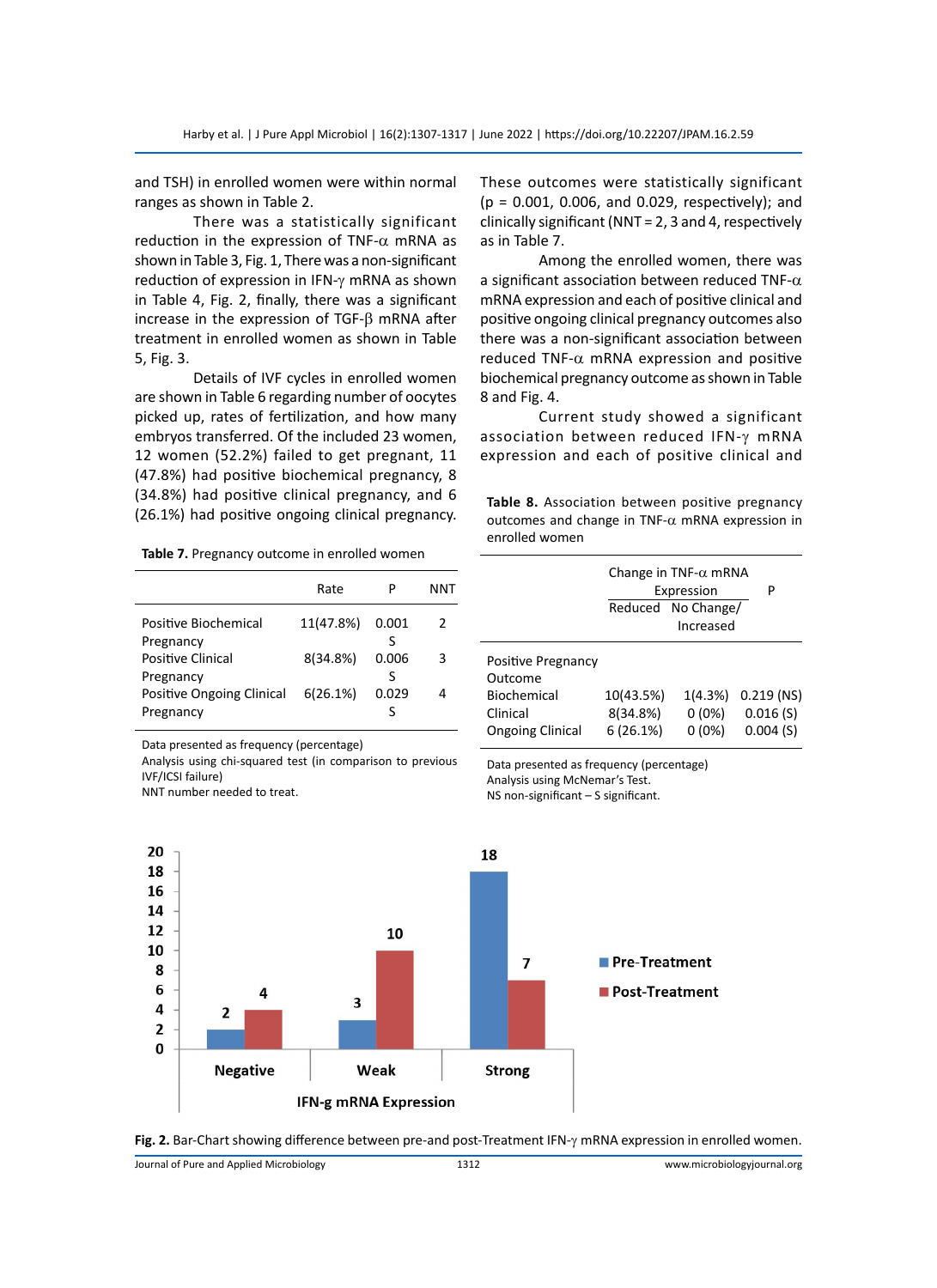and TSH) in enrolled women were within normal ranges as shown in Table 2.

There was a statistically significant reduction in the expression of TNF-α mRNA as shown in Table 3, Fig. 1, There was a non-significant reduction of expression in IFN-γ mRNA as shown in Table 4, Fig. 2, finally, there was a significant increase in the expression of TGF-β mRNA after treatment in enrolled women as shown in Table 5, Fig. 3.

Details of IVF cycles in enrolled women are shown in Table 6 regarding number of oocytes picked up, rates of fertilization, and how many embryos transferred. Of the included 23 women, 12 women (52.2%) failed to get pregnant, 11 (47.8%) had positive biochemical pregnancy, 8 (34.8%) had positive clinical pregnancy, and 6 (26.1%) had positive ongoing clinical pregnancy.

**Table 7.** Pregnancy outcome in enrolled women

| | Rate | P | NNT |
|---|---|---|---|
| Positive Biochemical Pregnancy | 11(47.8%) | 0.001 S | 2 |
| Positive Clinical Pregnancy | 8(34.8%) | 0.006 S | 3 |
| Positive Ongoing Clinical Pregnancy | 6(26.1%) | 0.029 S | 4 |

Data presented as frequency (percentage)
Analysis using chi-squared test (in comparison to previous IVF/ICSI failure)
NNT number needed to treat.

These outcomes were statistically significant (p = 0.001, 0.006, and 0.029, respectively); and clinically significant (NNT = 2, 3 and 4, respectively as in Table 7.

Among the enrolled women, there was a significant association between reduced TNF-α mRNA expression and each of positive clinical and positive ongoing clinical pregnancy outcomes also there was a non-significant association between reduced TNF-α mRNA expression and positive biochemical pregnancy outcome as shown in Table 8 and Fig. 4.

Current study showed a significant association between reduced IFN-γ mRNA expression and each of positive clinical and

**Table 8.** Association between positive pregnancy outcomes and change in TNF-α mRNA expression in enrolled women

| | Change in TNF-α mRNA Expression | | P |
|---|---|---|---|
| | Reduced | No Change/ Increased | |
| Positive Pregnancy Outcome | | | |
| Biochemical | 10(43.5%) | 1(4.3%) | 0.219 (NS) |
| Clinical | 8(34.8%) | 0 (0%) | 0.016 (S) |
| Ongoing Clinical | 6 (26.1%) | 0 (0%) | 0.004 (S) |

Data presented as frequency (percentage)
Analysis using McNemar's Test.
NS non-significant – S significant.

**Fig. 2.** Bar-Chart showing difference between pre-and post-Treatment IFN-γ mRNA expression in enrolled women.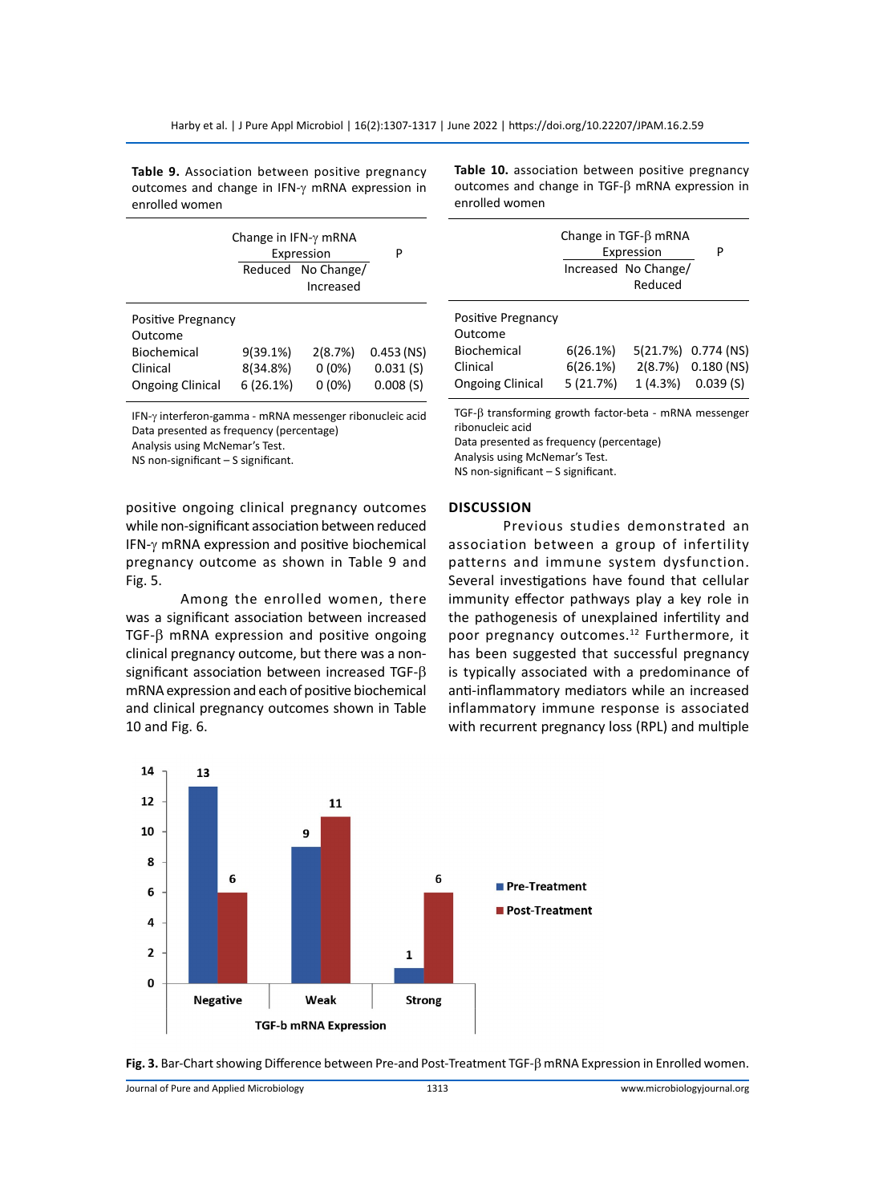**Table 9.** Association between positive pregnancy outcomes and change in IFN-γ mRNA expression in enrolled women

| | Change in IFN-γ mRNA Expression | | P |
|---|---|---|---|
| | Reduced | No Change/ Increased | |
| Positive Pregnancy Outcome | | | |
| Biochemical | 9(39.1%) | 2(8.7%) | 0.453 (NS) |
| Clinical | 8(34.8%) | 0 (0%) | 0.031 (S) |
| Ongoing Clinical | 6 (26.1%) | 0 (0%) | 0.008 (S) |

IFN-γ interferon-gamma - mRNA messenger ribonucleic acid
Data presented as frequency (percentage)
Analysis using McNemar's Test.
NS non-significant – S significant.

**Table 10.** association between positive pregnancy outcomes and change in TGF-β mRNA expression in enrolled women

| | Change in TGF-β mRNA Expression | | P |
|---|---|---|---|
| | Increased | No Change/ Reduced | |
| Positive Pregnancy Outcome | | | |
| Biochemical | 6(26.1%) | 5(21.7%) | 0.774 (NS) |
| Clinical | 6(26.1%) | 2(8.7%) | 0.180 (NS) |
| Ongoing Clinical | 5 (21.7%) | 1 (4.3%) | 0.039 (S) |

TGF-β transforming growth factor-beta - mRNA messenger ribonucleic acid
Data presented as frequency (percentage)
Analysis using McNemar's Test.
NS non-significant – S significant.

positive ongoing clinical pregnancy outcomes while non-significant association between reduced IFN-γ mRNA expression and positive biochemical pregnancy outcome as shown in Table 9 and Fig. 5.

Among the enrolled women, there was a significant association between increased TGF-β mRNA expression and positive ongoing clinical pregnancy outcome, but there was a non-significant association between increased TGF-β mRNA expression and each of positive biochemical and clinical pregnancy outcomes shown in Table 10 and Fig. 6.

## DISCUSSION

Previous studies demonstrated an association between a group of infertility patterns and immune system dysfunction. Several investigations have found that cellular immunity effector pathways play a key role in the pathogenesis of unexplained infertility and poor pregnancy outcomes.[12] Furthermore, it has been suggested that successful pregnancy is typically associated with a predominance of anti-inflammatory mediators while an increased inflammatory immune response is associated with recurrent pregnancy loss (RPL) and multiple

| TGF-b mRNA Expression | Pre-Treatment | Post-Treatment |
|---|---|---|
| Negative | 13 | 6 |
| Weak | 9 | 11 |
| Strong | 1 | 6 |

**Fig. 3.** Bar-Chart showing Difference between Pre-and Post-Treatment TGF-β mRNA Expression in Enrolled women.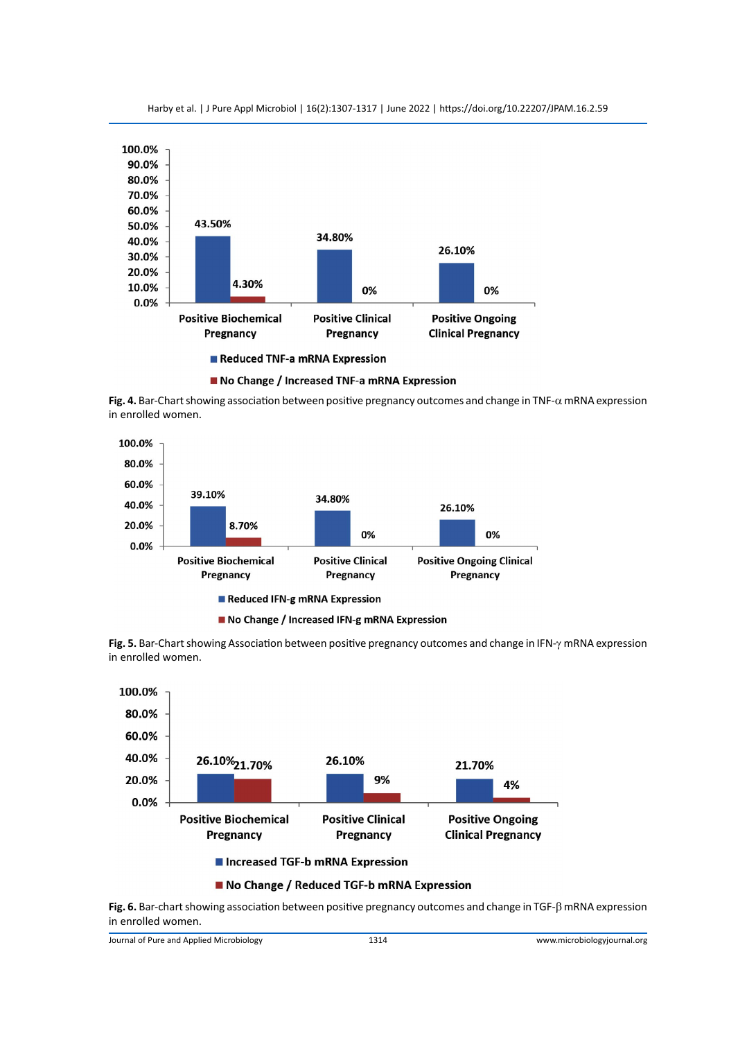**Fig. 4.** Bar-Chart showing association between positive pregnancy outcomes and change in TNF-α mRNA expression in enrolled women.

**Fig. 5.** Bar-Chart showing Association between positive pregnancy outcomes and change in IFN-γ mRNA expression in enrolled women.

**Fig. 6.** Bar-chart showing association between positive pregnancy outcomes and change in TGF-β mRNA expression in enrolled women.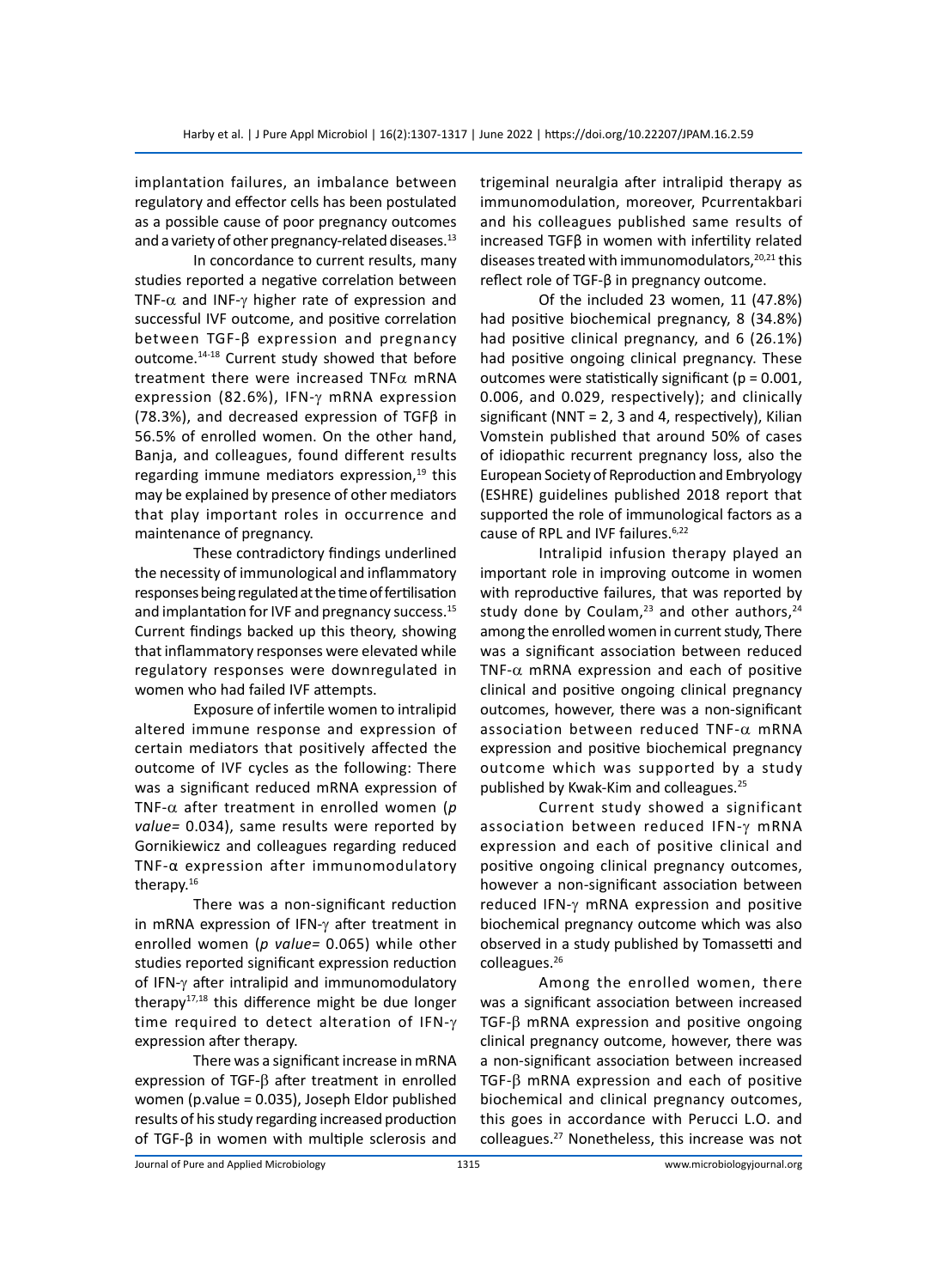implantation failures, an imbalance between regulatory and effector cells has been postulated as a possible cause of poor pregnancy outcomes and a variety of other pregnancy-related diseases.[13]

In concordance to current results, many studies reported a negative correlation between TNF-α and INF-γ higher rate of expression and successful IVF outcome, and positive correlation between TGF-β expression and pregnancy outcome.[14-18] Current study showed that before treatment there were increased TNFα mRNA expression (82.6%), IFN-γ mRNA expression (78.3%), and decreased expression of TGFβ in 56.5% of enrolled women. On the other hand, Banja, and colleagues, found different results regarding immune mediators expression,[19] this may be explained by presence of other mediators that play important roles in occurrence and maintenance of pregnancy.

These contradictory findings underlined the necessity of immunological and inflammatory responses being regulated at the time of fertilisation and implantation for IVF and pregnancy success.[15] Current findings backed up this theory, showing that inflammatory responses were elevated while regulatory responses were downregulated in women who had failed IVF attempts.

Exposure of infertile women to intralipid altered immune response and expression of certain mediators that positively affected the outcome of IVF cycles as the following: There was a significant reduced mRNA expression of TNF-α after treatment in enrolled women (*p value*= 0.034), same results were reported by Gornikiewicz and colleagues regarding reduced TNF-α expression after immunomodulatory therapy.[16]

There was a non-significant reduction in mRNA expression of IFN-γ after treatment in enrolled women (*p value*= 0.065) while other studies reported significant expression reduction of IFN-γ after intralipid and immunomodulatory therapy[17,18] this difference might be due longer time required to detect alteration of IFN-γ expression after therapy.

There was a significant increase in mRNA expression of TGF-β after treatment in enrolled women (p.value = 0.035), Joseph Eldor published results of his study regarding increased production of TGF-β in women with multiple sclerosis and trigeminal neuralgia after intralipid therapy as immunomodulation, moreover, Pcurrentakbari and his colleagues published same results of increased TGFβ in women with infertility related diseases treated with immunomodulators,[20,21] this reflect role of TGF-β in pregnancy outcome.

Of the included 23 women, 11 (47.8%) had positive biochemical pregnancy, 8 (34.8%) had positive clinical pregnancy, and 6 (26.1%) had positive ongoing clinical pregnancy. These outcomes were statistically significant (p = 0.001, 0.006, and 0.029, respectively); and clinically significant (NNT = 2, 3 and 4, respectively), Kilian Vomstein published that around 50% of cases of idiopathic recurrent pregnancy loss, also the European Society of Reproduction and Embryology (ESHRE) guidelines published 2018 report that supported the role of immunological factors as a cause of RPL and IVF failures.[6,22]

Intralipid infusion therapy played an important role in improving outcome in women with reproductive failures, that was reported by study done by Coulam,[23] and other authors,[24] among the enrolled women in current study, There was a significant association between reduced TNF-α mRNA expression and each of positive clinical and positive ongoing clinical pregnancy outcomes, however, there was a non-significant association between reduced TNF-α mRNA expression and positive biochemical pregnancy outcome which was supported by a study published by Kwak-Kim and colleagues.[25]

Current study showed a significant association between reduced IFN-γ mRNA expression and each of positive clinical and positive ongoing clinical pregnancy outcomes, however a non-significant association between reduced IFN-γ mRNA expression and positive biochemical pregnancy outcome which was also observed in a study published by Tomassetti and colleagues.[26]

Among the enrolled women, there was a significant association between increased TGF-β mRNA expression and positive ongoing clinical pregnancy outcome, however, there was a non-significant association between increased TGF-β mRNA expression and each of positive biochemical and clinical pregnancy outcomes, this goes in accordance with Perucci L.O. and colleagues.[27] Nonetheless, this increase was not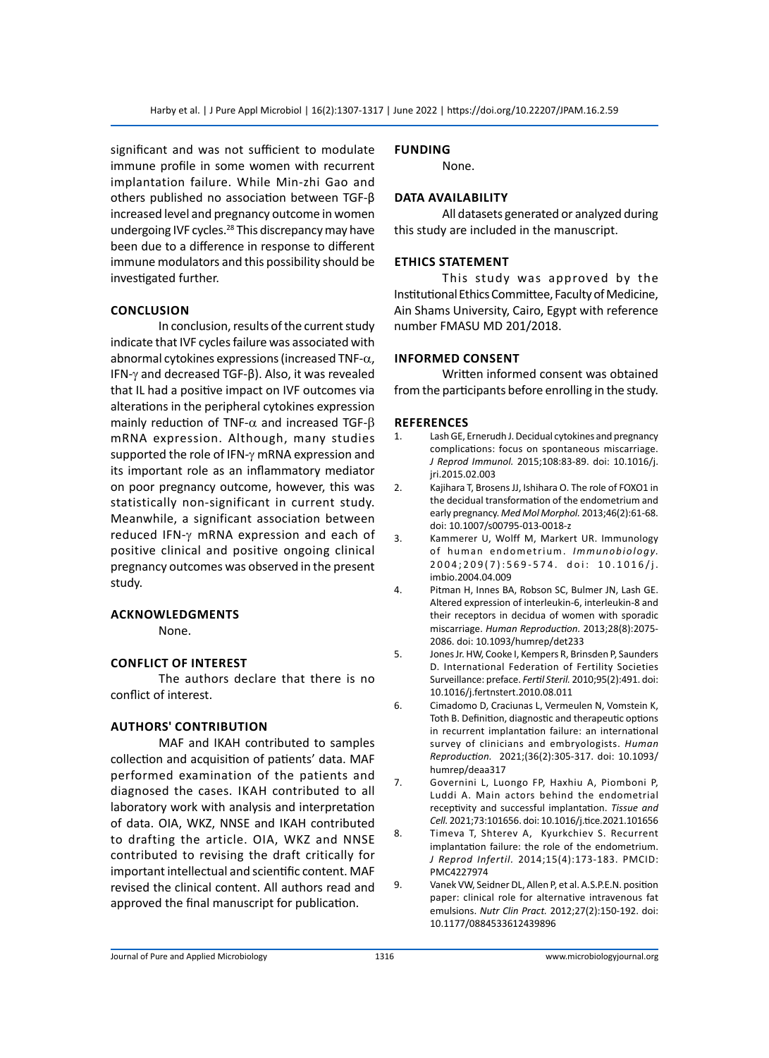significant and was not sufficient to modulate immune profile in some women with recurrent implantation failure. While Min-zhi Gao and others published no association between TGF-β increased level and pregnancy outcome in women undergoing IVF cycles.[28] This discrepancy may have been due to a difference in response to different immune modulators and this possibility should be investigated further.

## CONCLUSION

In conclusion, results of the current study indicate that IVF cycles failure was associated with abnormal cytokines expressions (increased TNF-$\alpha$, IFN-$\gamma$ and decreased TGF-β). Also, it was revealed that IL had a positive impact on IVF outcomes via alterations in the peripheral cytokines expression mainly reduction of TNF-$\alpha$ and increased TGF-β mRNA expression. Although, many studies supported the role of IFN-$\gamma$ mRNA expression and its important role as an inflammatory mediator on poor pregnancy outcome, however, this was statistically non-significant in current study. Meanwhile, a significant association between reduced IFN-$\gamma$ mRNA expression and each of positive clinical and positive ongoing clinical pregnancy outcomes was observed in the present study.

## ACKNOWLEDGMENTS

None.

## CONFLICT OF INTEREST

The authors declare that there is no conflict of interest.

## AUTHORS' CONTRIBUTION

MAF and IKAH contributed to samples collection and acquisition of patients' data. MAF performed examination of the patients and diagnosed the cases. IKAH contributed to all laboratory work with analysis and interpretation of data. OIA, WKZ, NNSE and IKAH contributed to drafting the article. OIA, WKZ and NNSE contributed to revising the draft critically for important intellectual and scientific content. MAF revised the clinical content. All authors read and approved the final manuscript for publication.

## FUNDING

None.

## DATA AVAILABILITY

All datasets generated or analyzed during this study are included in the manuscript.

## ETHICS STATEMENT

This study was approved by the Institutional Ethics Committee, Faculty of Medicine, Ain Shams University, Cairo, Egypt with reference number FMASU MD 201/2018.

## INFORMED CONSENT

Written informed consent was obtained from the participants before enrolling in the study.

## REFERENCES

1. Lash GE, Ernerudh J. Decidual cytokines and pregnancy complications: focus on spontaneous miscarriage. *J Reprod Immunol.* 2015;108:83-89. doi: 10.1016/j.jri.2015.02.003
2. Kajihara T, Brosens JJ, Ishihara O. The role of FOXO1 in the decidual transformation of the endometrium and early pregnancy. *Med Mol Morphol.* 2013;46(2):61-68. doi: 10.1007/s00795-013-0018-z
3. Kammerer U, Wolff M, Markert UR. Immunology of human endometrium. *Immunobiology.* 2004;209(7):569-574. doi: 10.1016/j.imbio.2004.04.009
4. Pitman H, Innes BA, Robson SC, Bulmer JN, Lash GE. Altered expression of interleukin-6, interleukin-8 and their receptors in decidua of women with sporadic miscarriage. *Human Reproduction.* 2013;28(8):2075-2086. doi: 10.1093/humrep/det233
5. Jones Jr. HW, Cooke I, Kempers R, Brinsden P, Saunders D. International Federation of Fertility Societies Surveillance: preface. *Fertil Steril.* 2010;95(2):491. doi: 10.1016/j.fertnstert.2010.08.011
6. Cimadomo D, Craciunas L, Vermeulen N, Vomstein K, Toth B. Definition, diagnostic and therapeutic options in recurrent implantation failure: an international survey of clinicians and embryologists. *Human Reproduction.* 2021;(36(2):305-317. doi: 10.1093/humrep/deaa317
7. Governini L, Luongo FP, Haxhiu A, Piomboni P, Luddi A. Main actors behind the endometrial receptivity and successful implantation. *Tissue and Cell.* 2021;73:101656. doi: 10.1016/j.tice.2021.101656
8. Timeva T, Shterev A, Kyurkchiev S. Recurrent implantation failure: the role of the endometrium. *J Reprod Infertil.* 2014;15(4):173-183. PMCID: PMC4227974
9. Vanek VW, Seidner DL, Allen P, et al. A.S.P.E.N. position paper: clinical role for alternative intravenous fat emulsions. *Nutr Clin Pract.* 2012;27(2):150-192. doi: 10.1177/0884533612439896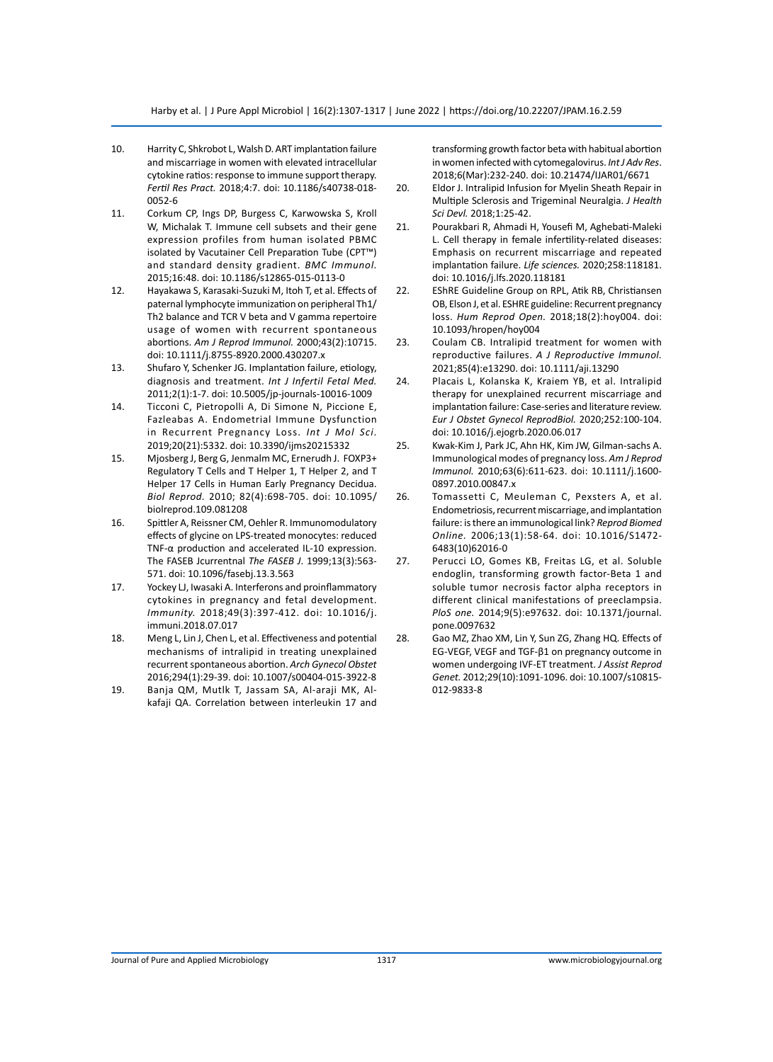10. Harrity C, Shkrobot L, Walsh D. ART implantation failure and miscarriage in women with elevated intracellular cytokine ratios: response to immune support therapy. *Fertil Res Pract.* 2018;4:7. doi: 10.1186/s40738-018-0052-6
11. Corkum CP, Ings DP, Burgess C, Karwowska S, Kroll W, Michalak T. Immune cell subsets and their gene expression profiles from human isolated PBMC isolated by Vacutainer Cell Preparation Tube (CPT™) and standard density gradient. *BMC Immunol.* 2015;16:48. doi: 10.1186/s12865-015-0113-0
12. Hayakawa S, Karasaki-Suzuki M, Itoh T, et al. Effects of paternal lymphocyte immunization on peripheral Th1/Th2 balance and TCR V beta and V gamma repertoire usage of women with recurrent spontaneous abortions. *Am J Reprod Immunol.* 2000;43(2):10715. doi: 10.1111/j.8755-8920.2000.430207.x
13. Shufaro Y, Schenker JG. Implantation failure, etiology, diagnosis and treatment. *Int J Infertil Fetal Med.* 2011;2(1):1-7. doi: 10.5005/jp-journals-10016-1009
14. Ticconi C, Pietropolli A, Di Simone N, Piccione E, Fazleabas A. Endometrial Immune Dysfunction in Recurrent Pregnancy Loss. *Int J Mol Sci.* 2019;20(21):5332. doi: 10.3390/ijms20215332
15. Mjosberg J, Berg G, Jenmalm MC, Ernerudh J. FOXP3+ Regulatory T Cells and T Helper 1, T Helper 2, and T Helper 17 Cells in Human Early Pregnancy Decidua. *Biol Reprod.* 2010; 82(4):698-705. doi: 10.1095/biolreprod.109.081208
16. Spittler A, Reissner CM, Oehler R. Immunomodulatory effects of glycine on LPS-treated monocytes: reduced TNF-α production and accelerated IL-10 expression. The FASEB Jcurrentnal *The FASEB J.* 1999;13(3):563-571. doi: 10.1096/fasebj.13.3.563
17. Yockey LJ, Iwasaki A. Interferons and proinflammatory cytokines in pregnancy and fetal development. *Immunity.* 2018;49(3):397-412. doi: 10.1016/j.immuni.2018.07.017
18. Meng L, Lin J, Chen L, et al. Effectiveness and potential mechanisms of intralipid in treating unexplained recurrent spontaneous abortion. *Arch Gynecol Obstet* 2016;294(1):29-39. doi: 10.1007/s00404-015-3922-8
19. Banja QM, Mutlk T, Jassam SA, Al-araji MK, Al-kafaji QA. Correlation between interleukin 17 and transforming growth factor beta with habitual abortion in women infected with cytomegalovirus. *Int J Adv Res.* 2018;6(Mar):232-240. doi: 10.21474/IJAR01/6671
20. Eldor J. Intralipid Infusion for Myelin Sheath Repair in Multiple Sclerosis and Trigeminal Neuralgia. *J Health Sci Devl.* 2018;1:25-42.
21. Pourakbari R, Ahmadi H, Yousefi M, Aghebati-Maleki L. Cell therapy in female infertility-related diseases: Emphasis on recurrent miscarriage and repeated implantation failure. *Life sciences.* 2020;258:118181. doi: 10.1016/j.lfs.2020.118181
22. EShRE Guideline Group on RPL, Atik RB, Christiansen OB, Elson J, et al. ESHRE guideline: Recurrent pregnancy loss. *Hum Reprod Open.* 2018;18(2):hoy004. doi: 10.1093/hropen/hoy004
23. Coulam CB. Intralipid treatment for women with reproductive failures. *A J Reproductive Immunol.* 2021;85(4):e13290. doi: 10.1111/aji.13290
24. Placais L, Kolanska K, Kraiem YB, et al. Intralipid therapy for unexplained recurrent miscarriage and implantation failure: Case-series and literature review. *Eur J Obstet Gynecol ReprodBiol.* 2020;252:100-104. doi: 10.1016/j.ejogrb.2020.06.017
25. Kwak-Kim J, Park JC, Ahn HK, Kim JW, Gilman-sachs A. Immunological modes of pregnancy loss. *Am J Reprod Immunol.* 2010;63(6):611-623. doi: 10.1111/j.1600-0897.2010.00847.x
26. Tomassetti C, Meuleman C, Pexsters A, et al. Endometriosis, recurrent miscarriage, and implantation failure: is there an immunological link? *Reprod Biomed Online.* 2006;13(1):58-64. doi: 10.1016/S1472-6483(10)62016-0
27. Perucci LO, Gomes KB, Freitas LG, et al. Soluble endoglin, transforming growth factor-Beta 1 and soluble tumor necrosis factor alpha receptors in different clinical manifestations of preeclampsia. *PloS one.* 2014;9(5):e97632. doi: 10.1371/journal.pone.0097632
28. Gao MZ, Zhao XM, Lin Y, Sun ZG, Zhang HQ. Effects of EG-VEGF, VEGF and TGF-β1 on pregnancy outcome in women undergoing IVF-ET treatment. *J Assist Reprod Genet.* 2012;29(10):1091-1096. doi: 10.1007/s10815-012-9833-8